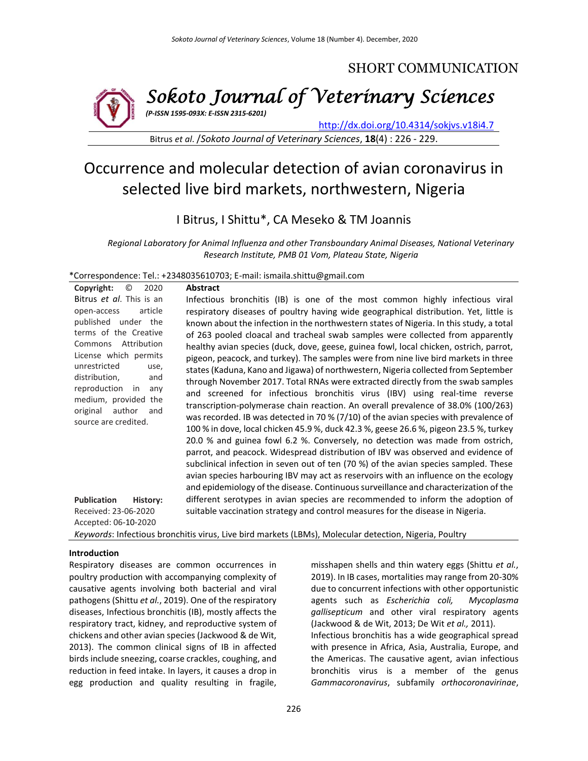SHORT COMMUNICATION

# Occurrence and molecular detection of avian coronavirus in selected live bird markets, northwestern, Nigeria

I Bitrus, I Shittu*, CA Meseko & TM Joannis

*Regional Laboratory for Animal Influenza and other Transboundary Animal Diseases, National Veterinary Research Institute, PMB 01 Vom, Plateau State, Nigeria*

*Correspondence: Tel.: +2348035610703; E-mail: ismaila.shittu@gmail.com

**Copyright:** © 2020 Bitrus *et al*. This is an open-access article published under the terms of the Creative Commons Attribution License which permits unrestricted use, distribution, and reproduction in any medium, provided the original author and source are credited.

**Publication History:**
Received: 23-06-2020
Accepted: 06-10-2020

## Abstract

Infectious bronchitis (IB) is one of the most common highly infectious viral respiratory diseases of poultry having wide geographical distribution. Yet, little is known about the infection in the northwestern states of Nigeria. In this study, a total of 263 pooled cloacal and tracheal swab samples were collected from apparently healthy avian species (duck, dove, geese, guinea fowl, local chicken, ostrich, parrot, pigeon, peacock, and turkey). The samples were from nine live bird markets in three states (Kaduna, Kano and Jigawa) of northwestern, Nigeria collected from September through November 2017. Total RNAs were extracted directly from the swab samples and screened for infectious bronchitis virus (IBV) using real-time reverse transcription-polymerase chain reaction. An overall prevalence of 38.0% (100/263) was recorded. IB was detected in 70 % (7/10) of the avian species with prevalence of 100 % in dove, local chicken 45.9 %, duck 42.3 %, geese 26.6 %, pigeon 23.5 %, turkey 20.0 % and guinea fowl 6.2 %. Conversely, no detection was made from ostrich, parrot, and peacock. Widespread distribution of IBV was observed and evidence of subclinical infection in seven out of ten (70 %) of the avian species sampled. These avian species harbouring IBV may act as reservoirs with an influence on the ecology and epidemiology of the disease. Continuous surveillance and characterization of the different serotypes in avian species are recommended to inform the adoption of suitable vaccination strategy and control measures for the disease in Nigeria.

*Keywords*: Infectious bronchitis virus, Live bird markets (LBMs), Molecular detection, Nigeria, Poultry

## Introduction

Respiratory diseases are common occurrences in poultry production with accompanying complexity of causative agents involving both bacterial and viral pathogens (Shittu *et al.*, 2019). One of the respiratory diseases, Infectious bronchitis (IB), mostly affects the respiratory tract, kidney, and reproductive system of chickens and other avian species (Jackwood & de Wit, 2013). The common clinical signs of IB in affected birds include sneezing, coarse crackles, coughing, and reduction in feed intake. In layers, it causes a drop in egg production and quality resulting in fragile, misshapen shells and thin watery eggs (Shittu *et al.*, 2019). In IB cases, mortalities may range from 20-30% due to concurrent infections with other opportunistic agents such as *Escherichia coli, Mycoplasma gallisepticum* and other viral respiratory agents (Jackwood & de Wit, 2013; De Wit *et al.,* 2011).

Infectious bronchitis has a wide geographical spread with presence in Africa, Asia, Australia, Europe, and the Americas. The causative agent, avian infectious bronchitis virus is a member of the genus *Gammacoronavirus*, subfamily *orthocoronavirinae*,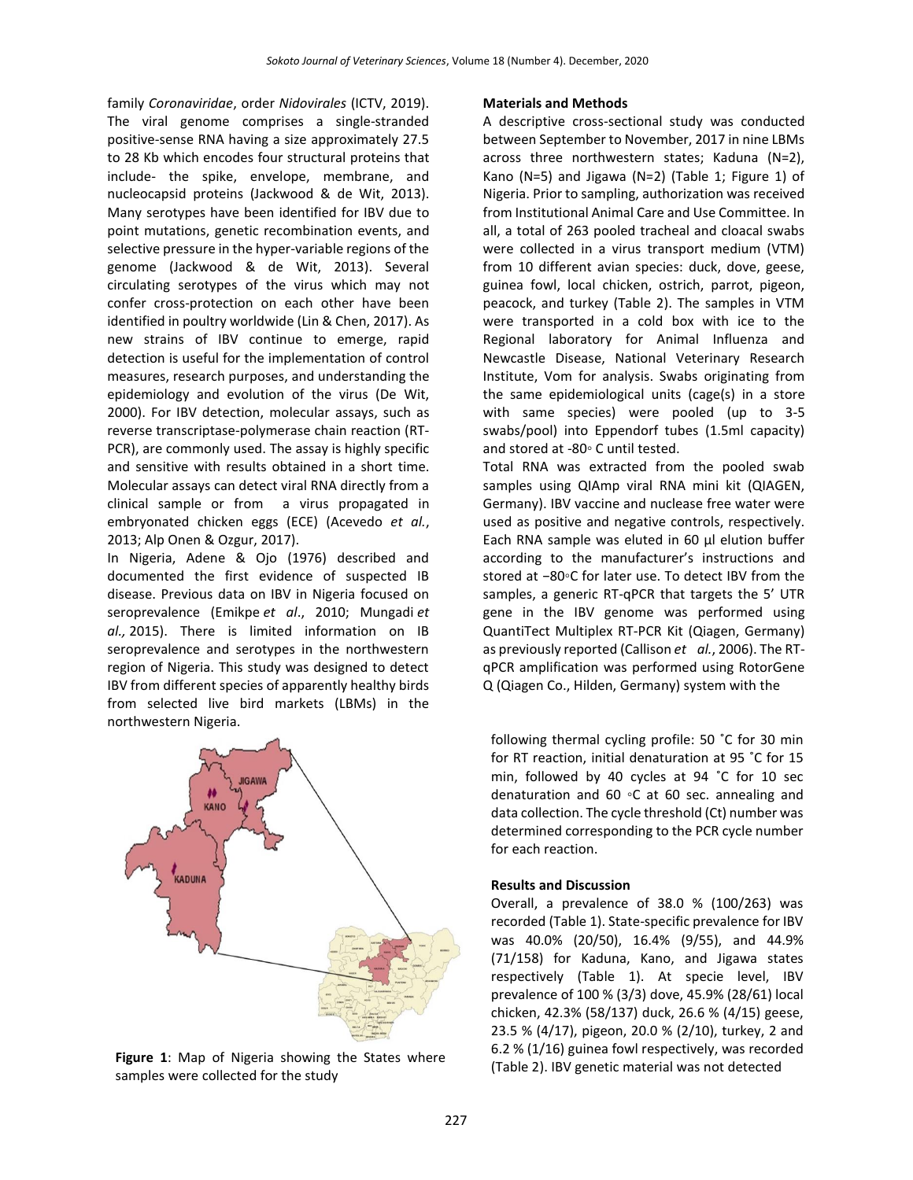family *Coronaviridae*, order *Nidovirales* (ICTV, 2019). The viral genome comprises a single-stranded positive-sense RNA having a size approximately 27.5 to 28 Kb which encodes four structural proteins that include- the spike, envelope, membrane, and nucleocapsid proteins (Jackwood & de Wit, 2013). Many serotypes have been identified for IBV due to point mutations, genetic recombination events, and selective pressure in the hyper-variable regions of the genome (Jackwood & de Wit, 2013). Several circulating serotypes of the virus which may not confer cross-protection on each other have been identified in poultry worldwide (Lin & Chen, 2017). As new strains of IBV continue to emerge, rapid detection is useful for the implementation of control measures, research purposes, and understanding the epidemiology and evolution of the virus (De Wit, 2000). For IBV detection, molecular assays, such as reverse transcriptase-polymerase chain reaction (RT-PCR), are commonly used. The assay is highly specific and sensitive with results obtained in a short time. Molecular assays can detect viral RNA directly from a clinical sample or from a virus propagated in embryonated chicken eggs (ECE) (Acevedo *et al.*, 2013; Alp Onen & Ozgur, 2017).

In Nigeria, Adene & Ojo (1976) described and documented the first evidence of suspected IB disease. Previous data on IBV in Nigeria focused on seroprevalence (Emikpe *et al*., 2010; Mungadi *et al.,* 2015). There is limited information on IB seroprevalence and serotypes in the northwestern region of Nigeria. This study was designed to detect IBV from different species of apparently healthy birds from selected live bird markets (LBMs) in the northwestern Nigeria.

**Figure 1**: Map of Nigeria showing the States where samples were collected for the study

## Materials and Methods

A descriptive cross-sectional study was conducted between September to November, 2017 in nine LBMs across three northwestern states; Kaduna (N=2), Kano (N=5) and Jigawa (N=2) (Table 1; Figure 1) of Nigeria. Prior to sampling, authorization was received from Institutional Animal Care and Use Committee. In all, a total of 263 pooled tracheal and cloacal swabs were collected in a virus transport medium (VTM) from 10 different avian species: duck, dove, geese, guinea fowl, local chicken, ostrich, parrot, pigeon, peacock, and turkey (Table 2). The samples in VTM were transported in a cold box with ice to the Regional laboratory for Animal Influenza and Newcastle Disease, National Veterinary Research Institute, Vom for analysis. Swabs originating from the same epidemiological units (cage(s) in a store with same species) were pooled (up to 3-5 swabs/pool) into Eppendorf tubes (1.5ml capacity) and stored at -80◦ C until tested.

Total RNA was extracted from the pooled swab samples using QIAmp viral RNA mini kit (QIAGEN, Germany). IBV vaccine and nuclease free water were used as positive and negative controls, respectively. Each RNA sample was eluted in 60 µl elution buffer according to the manufacturer's instructions and stored at −80◦C for later use. To detect IBV from the samples, a generic RT-qPCR that targets the 5' UTR gene in the IBV genome was performed using QuantiTect Multiplex RT-PCR Kit (Qiagen, Germany) as previously reported (Callison *et al.*, 2006). The RT-qPCR amplification was performed using RotorGene Q (Qiagen Co., Hilden, Germany) system with the following thermal cycling profile: 50 ˚C for 30 min for RT reaction, initial denaturation at 95 ˚C for 15 min, followed by 40 cycles at 94 ˚C for 10 sec denaturation and 60 ◦C at 60 sec. annealing and data collection. The cycle threshold (Ct) number was determined corresponding to the PCR cycle number for each reaction.

## Results and Discussion

Overall, a prevalence of 38.0 % (100/263) was recorded (Table 1). State-specific prevalence for IBV was 40.0% (20/50), 16.4% (9/55), and 44.9% (71/158) for Kaduna, Kano, and Jigawa states respectively (Table 1). At specie level, IBV prevalence of 100 % (3/3) dove, 45.9% (28/61) local chicken, 42.3% (58/137) duck, 26.6 % (4/15) geese, 23.5 % (4/17), pigeon, 20.0 % (2/10), turkey, 2 and 6.2 % (1/16) guinea fowl respectively, was recorded (Table 2). IBV genetic material was not detected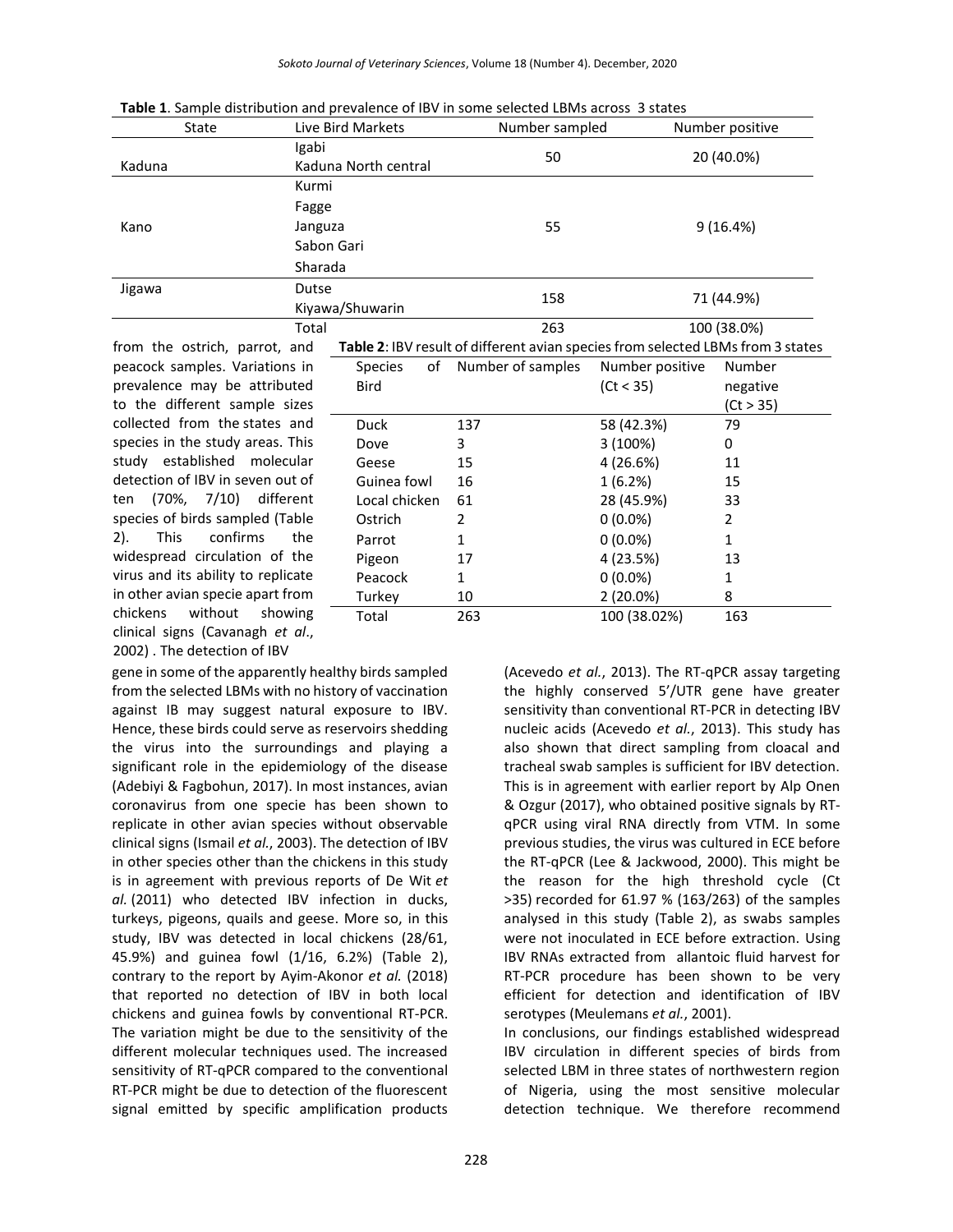**Table 1**. Sample distribution and prevalence of IBV in some selected LBMs across 3 states

| State | Live Bird Markets | Number sampled | Number positive |
|---|---|---|---|
| Kaduna | Igabi<br>Kaduna North central | 50 | 20 (40.0%) |
| Kano | Kurmi<br>Fagge<br>Janguza<br>Sabon Gari<br>Sharada | 55 | 9 (16.4%) |
| Jigawa | Dutse<br>Kiyawa/Shuwarin | 158 | 71 (44.9%) |
| | Total | 263 | 100 (38.0%) |

from the ostrich, parrot, and peacock samples. Variations in prevalence may be attributed to the different sample sizes collected from the states and species in the study areas. This study established molecular detection of IBV in seven out of ten (70%, 7/10) different species of birds sampled (Table 2). This confirms the widespread circulation of the virus and its ability to replicate in other avian specie apart from chickens without showing clinical signs (Cavanagh *et al*., 2002) . The detection of IBV gene in some of the apparently healthy birds sampled from the selected LBMs with no history of vaccination against IB may suggest natural exposure to IBV. Hence, these birds could serve as reservoirs shedding the virus into the surroundings and playing a significant role in the epidemiology of the disease (Adebiyi & Fagbohun, 2017). In most instances, avian coronavirus from one specie has been shown to replicate in other avian species without observable clinical signs (Ismail *et al*., 2003). The detection of IBV in other species other than the chickens in this study is in agreement with previous reports of De Wit *et al.* (2011) who detected IBV infection in ducks, turkeys, pigeons, quails and geese. More so, in this study, IBV was detected in local chickens (28/61, 45.9%) and guinea fowl (1/16, 6.2%) (Table 2), contrary to the report by Ayim-Akonor *et al.* (2018) that reported no detection of IBV in both local chickens and guinea fowls by conventional RT-PCR. The variation might be due to the sensitivity of the different molecular techniques used. The increased sensitivity of RT-qPCR compared to the conventional RT-PCR might be due to detection of the fluorescent signal emitted by specific amplification products

**Table 2**: IBV result of different avian species from selected LBMs from 3 states

| Species of Bird | Number of samples | Number positive (Ct < 35) | Number negative (Ct > 35) |
|---|---|---|---|
| Duck | 137 | 58 (42.3%) | 79 |
| Dove | 3 | 3 (100%) | 0 |
| Geese | 15 | 4 (26.6%) | 11 |
| Guinea fowl | 16 | 1 (6.2%) | 15 |
| Local chicken | 61 | 28 (45.9%) | 33 |
| Ostrich | 2 | 0 (0.0%) | 2 |
| Parrot | 1 | 0 (0.0%) | 1 |
| Pigeon | 17 | 4 (23.5%) | 13 |
| Peacock | 1 | 0 (0.0%) | 1 |
| Turkey | 10 | 2 (20.0%) | 8 |
| Total | 263 | 100 (38.02%) | 163 |

(Acevedo *et al.*, 2013). The RT-qPCR assay targeting the highly conserved 5'/UTR gene have greater sensitivity than conventional RT-PCR in detecting IBV nucleic acids (Acevedo *et al.*, 2013). This study has also shown that direct sampling from cloacal and tracheal swab samples is sufficient for IBV detection. This is in agreement with earlier report by Alp Onen & Ozgur (2017), who obtained positive signals by RT-qPCR using viral RNA directly from VTM. In some previous studies, the virus was cultured in ECE before the RT-qPCR (Lee & Jackwood, 2000). This might be the reason for the high threshold cycle (Ct >35) recorded for 61.97 % (163/263) of the samples analysed in this study (Table 2), as swabs samples were not inoculated in ECE before extraction. Using IBV RNAs extracted from allantoic fluid harvest for RT-PCR procedure has been shown to be very efficient for detection and identification of IBV serotypes (Meulemans *et al.*, 2001).

In conclusions, our findings established widespread IBV circulation in different species of birds from selected LBM in three states of northwestern region of Nigeria, using the most sensitive molecular detection technique. We therefore recommend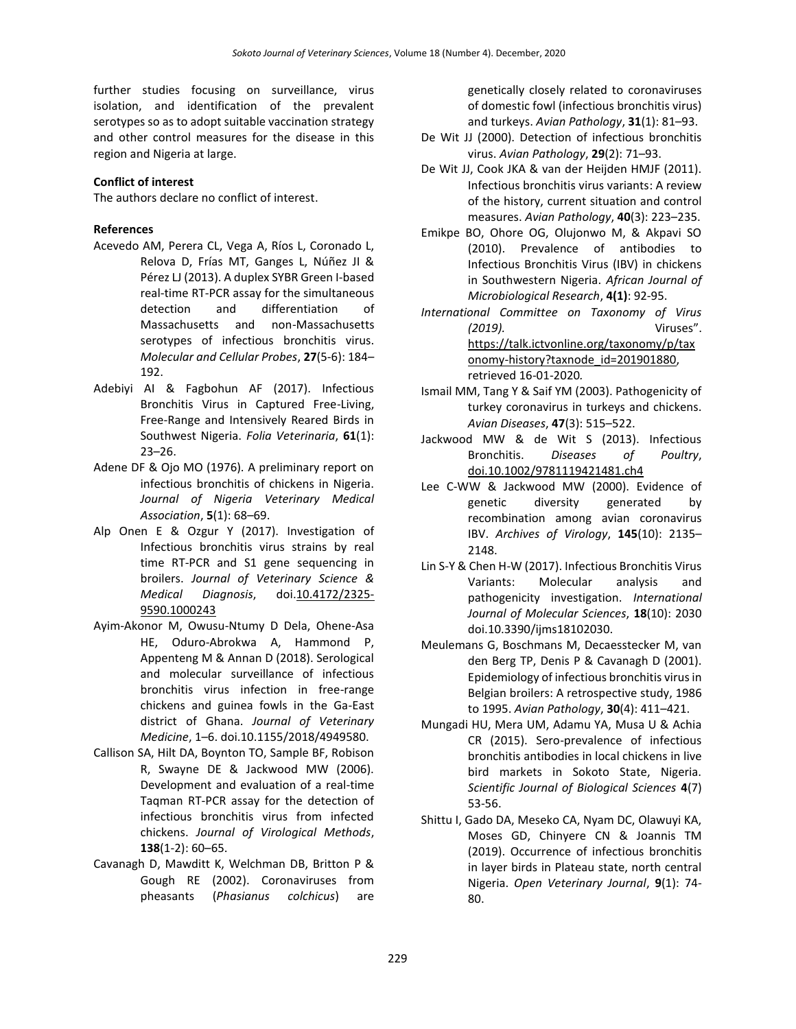further studies focusing on surveillance, virus isolation, and identification of the prevalent serotypes so as to adopt suitable vaccination strategy and other control measures for the disease in this region and Nigeria at large.

**Conflict of interest**

The authors declare no conflict of interest.

**References**

Acevedo AM, Perera CL, Vega A, Ríos L, Coronado L, Relova D, Frías MT, Ganges L, Núñez JI & Pérez LJ (2013). A duplex SYBR Green I-based real-time RT-PCR assay for the simultaneous detection and differentiation of Massachusetts and non-Massachusetts serotypes of infectious bronchitis virus. *Molecular and Cellular Probes*, **27**(5-6): 184–192.

Adebiyi AI & Fagbohun AF (2017). Infectious Bronchitis Virus in Captured Free-Living, Free-Range and Intensively Reared Birds in Southwest Nigeria. *Folia Veterinaria*, **61**(1): 23–26.

Adene DF & Ojo MO (1976). A preliminary report on infectious bronchitis of chickens in Nigeria. *Journal of Nigeria Veterinary Medical Association*, **5**(1): 68–69.

Alp Onen E & Ozgur Y (2017). Investigation of Infectious bronchitis virus strains by real time RT-PCR and S1 gene sequencing in broilers. *Journal of Veterinary Science & Medical Diagnosis*, doi.10.4172/2325-9590.1000243

Ayim-Akonor M, Owusu-Ntumy D Dela, Ohene-Asa HE, Oduro-Abrokwa A, Hammond P, Appenteng M & Annan D (2018). Serological and molecular surveillance of infectious bronchitis virus infection in free-range chickens and guinea fowls in the Ga-East district of Ghana. *Journal of Veterinary Medicine*, 1–6. doi.10.1155/2018/4949580.

Callison SA, Hilt DA, Boynton TO, Sample BF, Robison R, Swayne DE & Jackwood MW (2006). Development and evaluation of a real-time Taqman RT-PCR assay for the detection of infectious bronchitis virus from infected chickens. *Journal of Virological Methods*, **138**(1-2): 60–65.

Cavanagh D, Mawditt K, Welchman DB, Britton P & Gough RE (2002). Coronaviruses from pheasants (*Phasianus colchicus*) are genetically closely related to coronaviruses of domestic fowl (infectious bronchitis virus) and turkeys. *Avian Pathology*, **31**(1): 81–93.

De Wit JJ (2000). Detection of infectious bronchitis virus. *Avian Pathology*, **29**(2): 71–93.

De Wit JJ, Cook JKA & van der Heijden HMJF (2011). Infectious bronchitis virus variants: A review of the history, current situation and control measures. *Avian Pathology*, **40**(3): 223–235.

Emikpe BO, Ohore OG, Olujonwo M, & Akpavi SO (2010). Prevalence of antibodies to Infectious Bronchitis Virus (IBV) in chickens in Southwestern Nigeria. *African Journal of Microbiological Research*, **4(1)**: 92-95.

*International Committee on Taxonomy of Virus (2019).* Viruses". https://talk.ictvonline.org/taxonomy/p/taxonomy-history?taxnode_id=201901880, retrieved 16-01-2020*.*

Ismail MM, Tang Y & Saif YM (2003). Pathogenicity of turkey coronavirus in turkeys and chickens. *Avian Diseases*, **47**(3): 515–522.

Jackwood MW & de Wit S (2013). Infectious Bronchitis. *Diseases of Poultry*, doi.10.1002/9781119421481.ch4

Lee C-WW & Jackwood MW (2000). Evidence of genetic diversity generated by recombination among avian coronavirus IBV. *Archives of Virology*, **145**(10): 2135–2148.

Lin S-Y & Chen H-W (2017). Infectious Bronchitis Virus Variants: Molecular analysis and pathogenicity investigation. *International Journal of Molecular Sciences*, **18**(10): 2030 doi.10.3390/ijms18102030.

Meulemans G, Boschmans M, Decaesstecker M, van den Berg TP, Denis P & Cavanagh D (2001). Epidemiology of infectious bronchitis virus in Belgian broilers: A retrospective study, 1986 to 1995. *Avian Pathology*, **30**(4): 411–421.

Mungadi HU, Mera UM, Adamu YA, Musa U & Achia CR (2015). Sero-prevalence of infectious bronchitis antibodies in local chickens in live bird markets in Sokoto State, Nigeria. *Scientific Journal of Biological Sciences* **4**(7) 53-56.

Shittu I, Gado DA, Meseko CA, Nyam DC, Olawuyi KA, Moses GD, Chinyere CN & Joannis TM (2019). Occurrence of infectious bronchitis in layer birds in Plateau state, north central Nigeria. *Open Veterinary Journal*, **9**(1): 74-80.